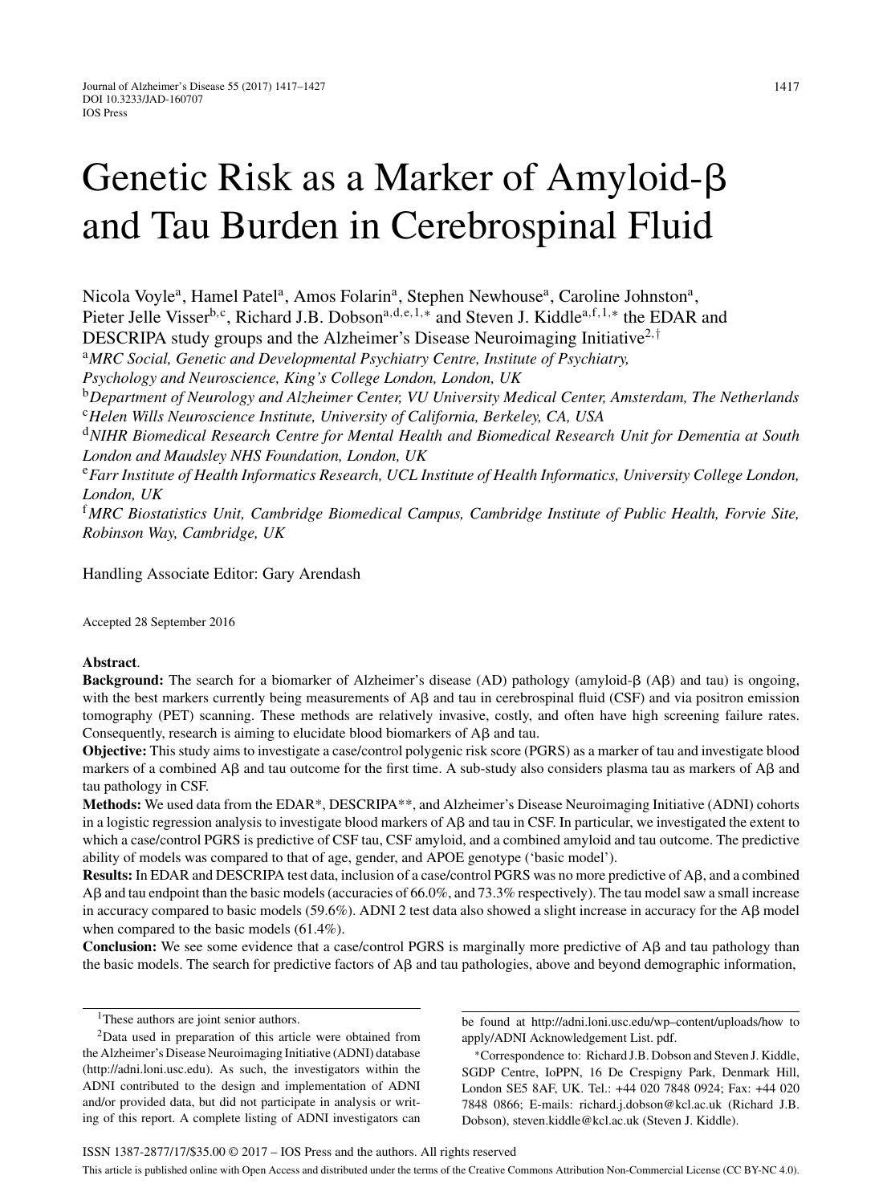# Genetic Risk as a Marker of Amyloid-β and Tau Burden in Cerebrospinal Fluid

Nicola Voyle[a], Hamel Patel[a], Amos Folarin[a], Stephen Newhouse[a], Caroline Johnston[a], Pieter Jelle Visser[b,c], Richard J.B. Dobson[a,d,e,1,*] and Steven J. Kiddle[a,f,1,*] the EDAR and DESCRIPA study groups and the Alzheimer's Disease Neuroimaging Initiative[2,†]

[a] *MRC Social, Genetic and Developmental Psychiatry Centre, Institute of Psychiatry, Psychology and Neuroscience, King's College London, London, UK*

[b] *Department of Neurology and Alzheimer Center, VU University Medical Center, Amsterdam, The Netherlands*

[c] *Helen Wills Neuroscience Institute, University of California, Berkeley, CA, USA*

[d] *NIHR Biomedical Research Centre for Mental Health and Biomedical Research Unit for Dementia at South London and Maudsley NHS Foundation, London, UK*

[e] *Farr Institute of Health Informatics Research, UCL Institute of Health Informatics, University College London, London, UK*

[f] *MRC Biostatistics Unit, Cambridge Biomedical Campus, Cambridge Institute of Public Health, Forvie Site, Robinson Way, Cambridge, UK*

Handling Associate Editor: Gary Arendash

Accepted 28 September 2016

**Abstract**.

**Background:** The search for a biomarker of Alzheimer's disease (AD) pathology (amyloid-β (Aβ) and tau) is ongoing, with the best markers currently being measurements of Aβ and tau in cerebrospinal fluid (CSF) and via positron emission tomography (PET) scanning. These methods are relatively invasive, costly, and often have high screening failure rates. Consequently, research is aiming to elucidate blood biomarkers of Aβ and tau.

**Objective:** This study aims to investigate a case/control polygenic risk score (PGRS) as a marker of tau and investigate blood markers of a combined Aβ and tau outcome for the first time. A sub-study also considers plasma tau as markers of Aβ and tau pathology in CSF.

**Methods:** We used data from the EDAR*, DESCRIPA**, and Alzheimer's Disease Neuroimaging Initiative (ADNI) cohorts in a logistic regression analysis to investigate blood markers of Aβ and tau in CSF. In particular, we investigated the extent to which a case/control PGRS is predictive of CSF tau, CSF amyloid, and a combined amyloid and tau outcome. The predictive ability of models was compared to that of age, gender, and APOE genotype ('basic model').

**Results:** In EDAR and DESCRIPA test data, inclusion of a case/control PGRS was no more predictive of Aβ, and a combined Aβ and tau endpoint than the basic models (accuracies of 66.0%, and 73.3% respectively). The tau model saw a small increase in accuracy compared to basic models (59.6%). ADNI 2 test data also showed a slight increase in accuracy for the Aβ model when compared to the basic models (61.4%).

**Conclusion:** We see some evidence that a case/control PGRS is marginally more predictive of Aβ and tau pathology than the basic models. The search for predictive factors of Aβ and tau pathologies, above and beyond demographic information,

---

[1] These authors are joint senior authors.

[2] Data used in preparation of this article were obtained from the Alzheimer's Disease Neuroimaging Initiative (ADNI) database (http://adni.loni.usc.edu). As such, the investigators within the ADNI contributed to the design and implementation of ADNI and/or provided data, but did not participate in analysis or writing of this report. A complete listing of ADNI investigators can be found at http://adni.loni.usc.edu/wp–content/uploads/how to apply/ADNI Acknowledgement List. pdf.

*Correspondence to: Richard J.B. Dobson and Steven J. Kiddle, SGDP Centre, IoPPN, 16 De Crespigny Park, Denmark Hill, London SE5 8AF, UK. Tel.: +44 020 7848 0924; Fax: +44 020 7848 0866; E-mails: richard.j.dobson@kcl.ac.uk (Richard J.B. Dobson), steven.kiddle@kcl.ac.uk (Steven J. Kiddle).

ISSN 1387-2877/17/$35.00 © 2017 – IOS Press and the authors. All rights reserved

This article is published online with Open Access and distributed under the terms of the Creative Commons Attribution Non-Commercial License (CC BY-NC 4.0).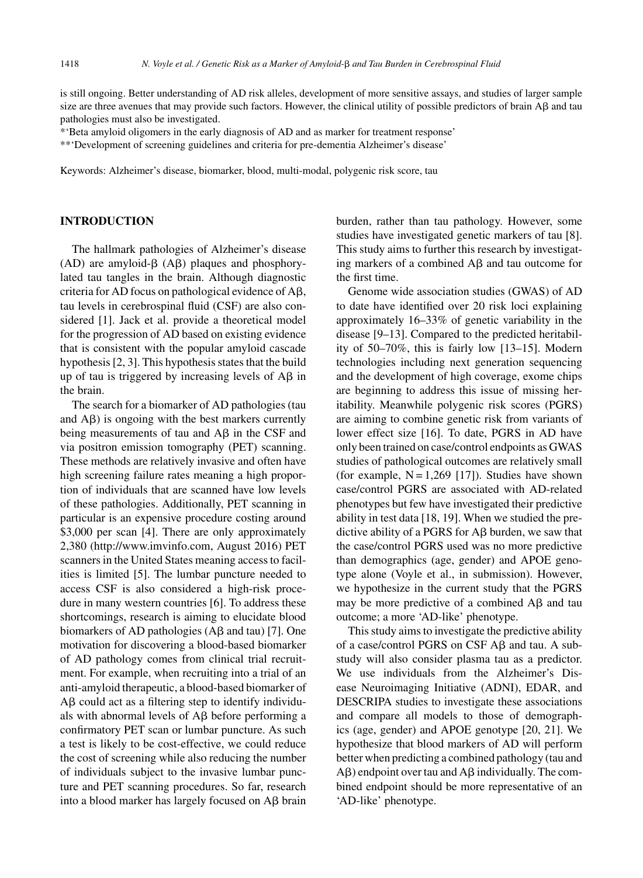is still ongoing. Better understanding of AD risk alleles, development of more sensitive assays, and studies of larger sample size are three avenues that may provide such factors. However, the clinical utility of possible predictors of brain Aβ and tau pathologies must also be investigated.

*'Beta amyloid oligomers in the early diagnosis of AD and as marker for treatment response'

**'Development of screening guidelines and criteria for pre-dementia Alzheimer's disease'

Keywords: Alzheimer's disease, biomarker, blood, multi-modal, polygenic risk score, tau

## INTRODUCTION

The hallmark pathologies of Alzheimer's disease (AD) are amyloid-β (Aβ) plaques and phosphorylated tau tangles in the brain. Although diagnostic criteria for AD focus on pathological evidence of Aβ, tau levels in cerebrospinal fluid (CSF) are also considered [1]. Jack et al. provide a theoretical model for the progression of AD based on existing evidence that is consistent with the popular amyloid cascade hypothesis [2, 3]. This hypothesis states that the build up of tau is triggered by increasing levels of Aβ in the brain.

The search for a biomarker of AD pathologies (tau and Aβ) is ongoing with the best markers currently being measurements of tau and Aβ in the CSF and via positron emission tomography (PET) scanning. These methods are relatively invasive and often have high screening failure rates meaning a high proportion of individuals that are scanned have low levels of these pathologies. Additionally, PET scanning in particular is an expensive procedure costing around \$3,000 per scan [4]. There are only approximately 2,380 (http://www.imvinfo.com, August 2016) PET scanners in the United States meaning access to facilities is limited [5]. The lumbar puncture needed to access CSF is also considered a high-risk procedure in many western countries [6]. To address these shortcomings, research is aiming to elucidate blood biomarkers of AD pathologies (Aβ and tau) [7]. One motivation for discovering a blood-based biomarker of AD pathology comes from clinical trial recruitment. For example, when recruiting into a trial of an anti-amyloid therapeutic, a blood-based biomarker of Aβ could act as a filtering step to identify individuals with abnormal levels of Aβ before performing a confirmatory PET scan or lumbar puncture. As such a test is likely to be cost-effective, we could reduce the cost of screening while also reducing the number of individuals subject to the invasive lumbar puncture and PET scanning procedures. So far, research into a blood marker has largely focused on Aβ brain burden, rather than tau pathology. However, some studies have investigated genetic markers of tau [8]. This study aims to further this research by investigating markers of a combined Aβ and tau outcome for the first time.

Genome wide association studies (GWAS) of AD to date have identified over 20 risk loci explaining approximately 16–33% of genetic variability in the disease [9–13]. Compared to the predicted heritability of 50–70%, this is fairly low [13–15]. Modern technologies including next generation sequencing and the development of high coverage, exome chips are beginning to address this issue of missing heritability. Meanwhile polygenic risk scores (PGRS) are aiming to combine genetic risk from variants of lower effect size [16]. To date, PGRS in AD have only been trained on case/control endpoints as GWAS studies of pathological outcomes are relatively small (for example, $N = 1,269$ [17]). Studies have shown case/control PGRS are associated with AD-related phenotypes but few have investigated their predictive ability in test data [18, 19]. When we studied the predictive ability of a PGRS for Aβ burden, we saw that the case/control PGRS used was no more predictive than demographics (age, gender) and APOE genotype alone (Voyle et al., in submission). However, we hypothesize in the current study that the PGRS may be more predictive of a combined Aβ and tau outcome; a more 'AD-like' phenotype.

This study aims to investigate the predictive ability of a case/control PGRS on CSF Aβ and tau. A sub-study will also consider plasma tau as a predictor. We use individuals from the Alzheimer's Disease Neuroimaging Initiative (ADNI), EDAR, and DESCRIPA studies to investigate these associations and compare all models to those of demographics (age, gender) and APOE genotype [20, 21]. We hypothesize that blood markers of AD will perform better when predicting a combined pathology (tau and Aβ) endpoint over tau and Aβ individually. The combined endpoint should be more representative of an 'AD-like' phenotype.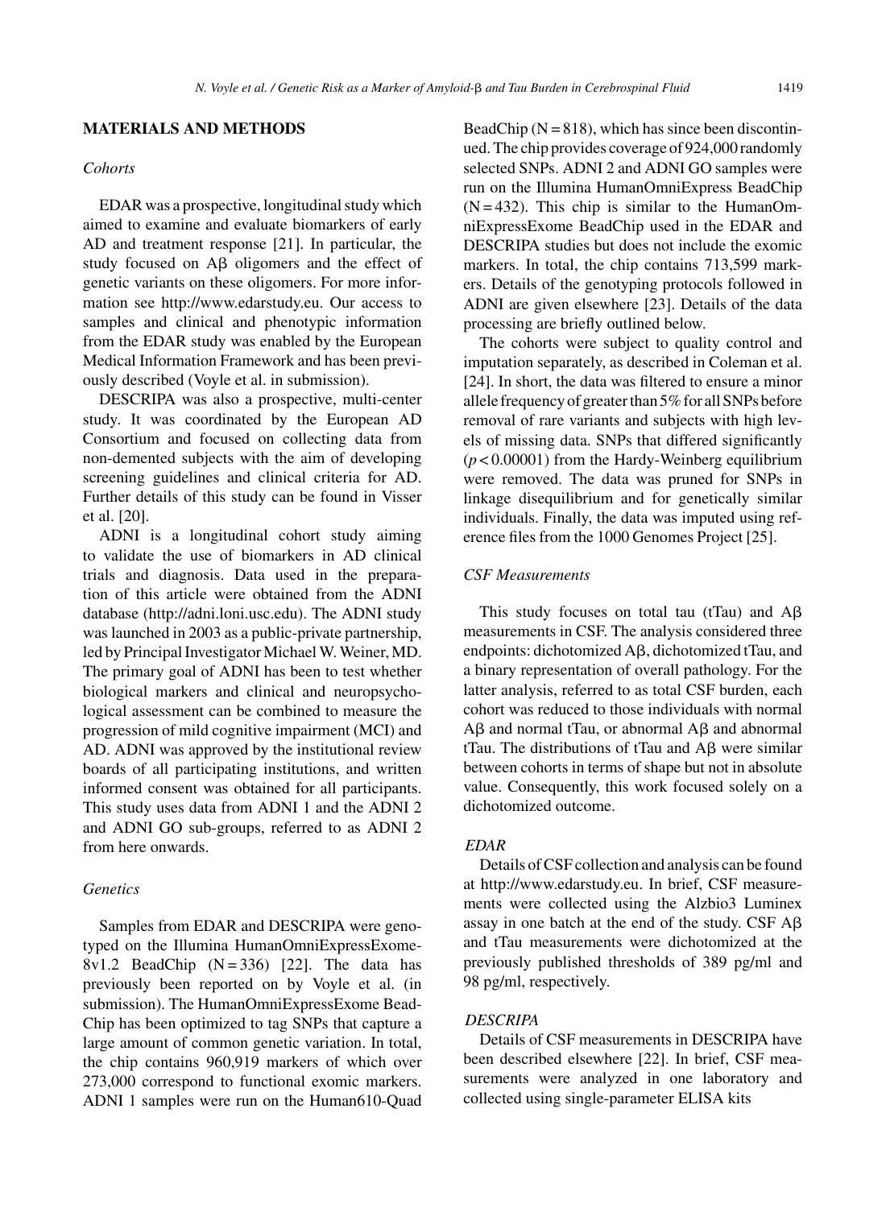## MATERIALS AND METHODS

### *Cohorts*

EDAR was a prospective, longitudinal study which aimed to examine and evaluate biomarkers of early AD and treatment response [21]. In particular, the study focused on Aβ oligomers and the effect of genetic variants on these oligomers. For more information see http://www.edarstudy.eu. Our access to samples and clinical and phenotypic information from the EDAR study was enabled by the European Medical Information Framework and has been previously described (Voyle et al. in submission).

DESCRIPA was also a prospective, multi-center study. It was coordinated by the European AD Consortium and focused on collecting data from non-demented subjects with the aim of developing screening guidelines and clinical criteria for AD. Further details of this study can be found in Visser et al. [20].

ADNI is a longitudinal cohort study aiming to validate the use of biomarkers in AD clinical trials and diagnosis. Data used in the preparation of this article were obtained from the ADNI database (http://adni.loni.usc.edu). The ADNI study was launched in 2003 as a public-private partnership, led by Principal Investigator Michael W. Weiner, MD. The primary goal of ADNI has been to test whether biological markers and clinical and neuropsychological assessment can be combined to measure the progression of mild cognitive impairment (MCI) and AD. ADNI was approved by the institutional review boards of all participating institutions, and written informed consent was obtained for all participants. This study uses data from ADNI 1 and the ADNI 2 and ADNI GO sub-groups, referred to as ADNI 2 from here onwards.

### *Genetics*

Samples from EDAR and DESCRIPA were genotyped on the Illumina HumanOmniExpressExome-8v1.2 BeadChip (N = 336) [22]. The data has previously been reported on by Voyle et al. (in submission). The HumanOmniExpressExome BeadChip has been optimized to tag SNPs that capture a large amount of common genetic variation. In total, the chip contains 960,919 markers of which over 273,000 correspond to functional exomic markers. ADNI 1 samples were run on the Human610-Quad BeadChip (N = 818), which has since been discontinued. The chip provides coverage of 924,000 randomly selected SNPs. ADNI 2 and ADNI GO samples were run on the Illumina HumanOmniExpress BeadChip (N = 432). This chip is similar to the HumanOmniExpressExome BeadChip used in the EDAR and DESCRIPA studies but does not include the exomic markers. In total, the chip contains 713,599 markers. Details of the genotyping protocols followed in ADNI are given elsewhere [23]. Details of the data processing are briefly outlined below.

The cohorts were subject to quality control and imputation separately, as described in Coleman et al. [24]. In short, the data was filtered to ensure a minor allele frequency of greater than 5% for all SNPs before removal of rare variants and subjects with high levels of missing data. SNPs that differed significantly ($p < 0.00001$) from the Hardy-Weinberg equilibrium were removed. The data was pruned for SNPs in linkage disequilibrium and for genetically similar individuals. Finally, the data was imputed using reference files from the 1000 Genomes Project [25].

### *CSF Measurements*

This study focuses on total tau (tTau) and Aβ measurements in CSF. The analysis considered three endpoints: dichotomized Aβ, dichotomized tTau, and a binary representation of overall pathology. For the latter analysis, referred to as total CSF burden, each cohort was reduced to those individuals with normal Aβ and normal tTau, or abnormal Aβ and abnormal tTau. The distributions of tTau and Aβ were similar between cohorts in terms of shape but not in absolute value. Consequently, this work focused solely on a dichotomized outcome.

#### *EDAR*

Details of CSF collection and analysis can be found at http://www.edarstudy.eu. In brief, CSF measurements were collected using the Alzbio3 Luminex assay in one batch at the end of the study. CSF Aβ and tTau measurements were dichotomized at the previously published thresholds of 389 pg/ml and 98 pg/ml, respectively.

#### *DESCRIPA*

Details of CSF measurements in DESCRIPA have been described elsewhere [22]. In brief, CSF measurements were analyzed in one laboratory and collected using single-parameter ELISA kits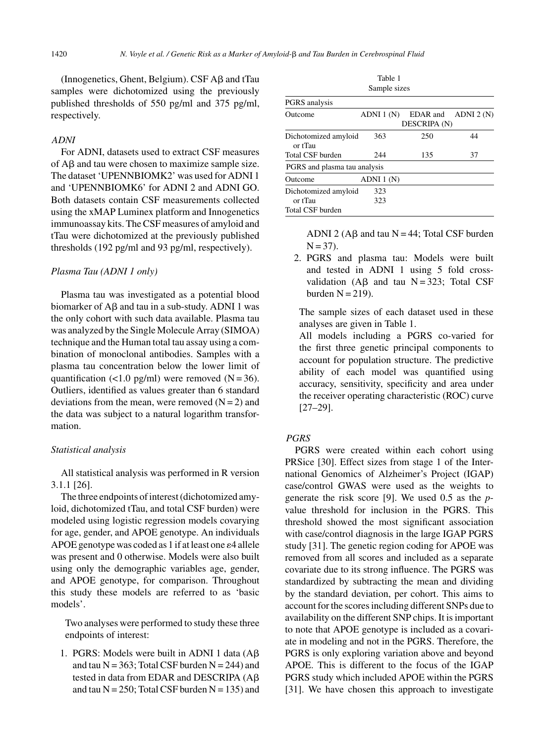(Innogenetics, Ghent, Belgium). CSF Aβ and tTau samples were dichotomized using the previously published thresholds of 550 pg/ml and 375 pg/ml, respectively.

### *ADNI*

For ADNI, datasets used to extract CSF measures of Aβ and tau were chosen to maximize sample size. The dataset 'UPENNBIOMK2' was used for ADNI 1 and 'UPENNBIOMK6' for ADNI 2 and ADNI GO. Both datasets contain CSF measurements collected using the xMAP Luminex platform and Innogenetics immunoassay kits. The CSF measures of amyloid and tTau were dichotomized at the previously published thresholds (192 pg/ml and 93 pg/ml, respectively).

### *Plasma Tau (ADNI 1 only)*

Plasma tau was investigated as a potential blood biomarker of Aβ and tau in a sub-study. ADNI 1 was the only cohort with such data available. Plasma tau was analyzed by the Single Molecule Array (SIMOA) technique and the Human total tau assay using a combination of monoclonal antibodies. Samples with a plasma tau concentration below the lower limit of quantification (<1.0 pg/ml) were removed (N = 36). Outliers, identified as values greater than 6 standard deviations from the mean, were removed (N = 2) and the data was subject to a natural logarithm transformation.

### *Statistical analysis*

All statistical analysis was performed in R version 3.1.1 [26].

The three endpoints of interest (dichotomized amyloid, dichotomized tTau, and total CSF burden) were modeled using logistic regression models covarying for age, gender, and APOE genotype. An individuals APOE genotype was coded as 1 if at least one ε4 allele was present and 0 otherwise. Models were also built using only the demographic variables age, gender, and APOE genotype, for comparison. Throughout this study these models are referred to as 'basic models'.

Two analyses were performed to study these three endpoints of interest:

1. PGRS: Models were built in ADNI 1 data (Aβ and tau N = 363; Total CSF burden N = 244) and tested in data from EDAR and DESCRIPA (Aβ and tau N = 250; Total CSF burden N = 135) and ADNI 2 (Aβ and tau N = 44; Total CSF burden N = 37).
2. PGRS and plasma tau: Models were built and tested in ADNI 1 using 5 fold cross-validation (Aβ and tau N = 323; Total CSF burden N = 219).

The sample sizes of each dataset used in these analyses are given in Table 1.

All models including a PGRS co-varied for the first three genetic principal components to account for population structure. The predictive ability of each model was quantified using accuracy, sensitivity, specificity and area under the receiver operating characteristic (ROC) curve [27–29].

Table 1
Sample sizes

| PGRS analysis | | | |
|---|---|---|---|
| Outcome | ADNI 1 (N) | EDAR and DESCRIPA (N) | ADNI 2 (N) |
| Dichotomized amyloid or tTau | 363 | 250 | 44 |
| Total CSF burden | 244 | 135 | 37 |
| **PGRS and plasma tau analysis** | | | |
| Outcome | ADNI 1 (N) | | |
| Dichotomized amyloid or tTau | 323 | | |
| Total CSF burden | 323 | | |

### *PGRS*

PGRS were created within each cohort using PRSice [30]. Effect sizes from stage 1 of the International Genomics of Alzheimer's Project (IGAP) case/control GWAS were used as the weights to generate the risk score [9]. We used 0.5 as the *p*-value threshold for inclusion in the PGRS. This threshold showed the most significant association with case/control diagnosis in the large IGAP PGRS study [31]. The genetic region coding for APOE was removed from all scores and included as a separate covariate due to its strong influence. The PGRS was standardized by subtracting the mean and dividing by the standard deviation, per cohort. This aims to account for the scores including different SNPs due to availability on the different SNP chips. It is important to note that APOE genotype is included as a covariate in modeling and not in the PGRS. Therefore, the PGRS is only exploring variation above and beyond APOE. This is different to the focus of the IGAP PGRS study which included APOE within the PGRS [31]. We have chosen this approach to investigate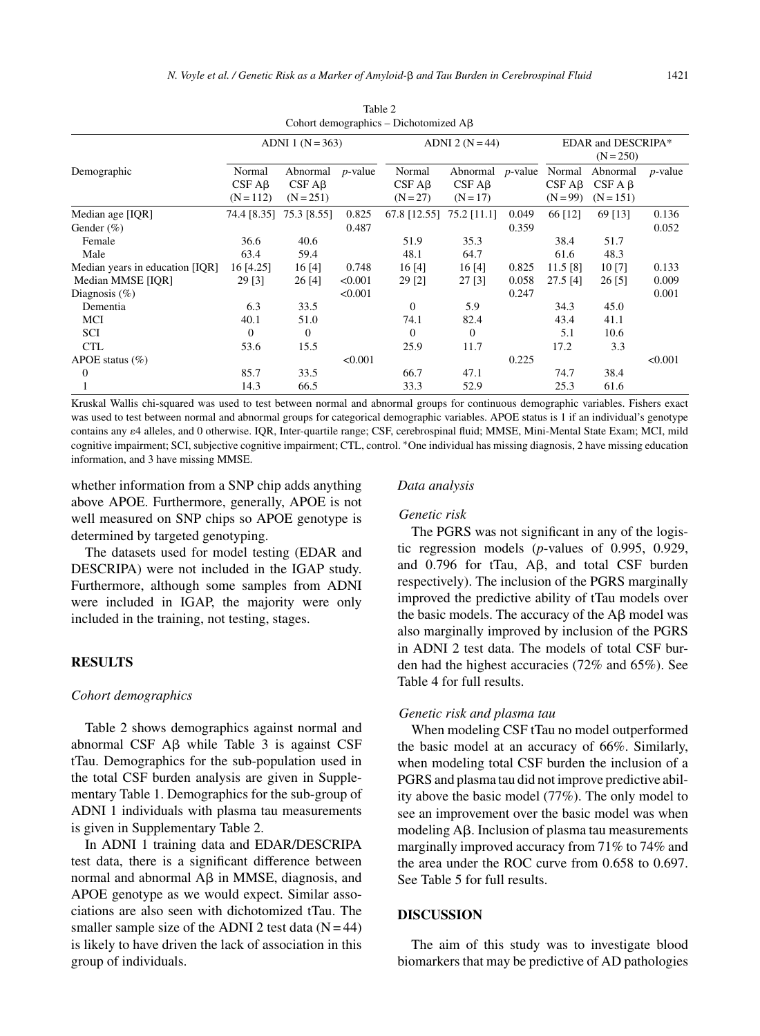Table 2
Cohort demographics – Dichotomized Aβ

| Demographic | ADNI 1 (N = 363) | | | ADNI 2 (N = 44) | | | EDAR and DESCRIPA* (N = 250) | | |
|---|---|---|---|---|---|---|---|---|---|
| | Normal CSF Aβ (N = 112) | Abnormal CSF Aβ (N = 251) | *p*-value | Normal CSF Aβ (N = 27) | Abnormal CSF Aβ (N = 17) | *p*-value | Normal CSF Aβ (N = 99) | Abnormal CSF A β (N = 151) | *p*-value |
| Median age [IQR] | 74.4 [8.35] | 75.3 [8.55] | 0.825 | 67.8 [12.55] | 75.2 [11.1] | 0.049 | 66 [12] | 69 [13] | 0.136 |
| Gender (%) | | | 0.487 | | | 0.359 | | | 0.052 |
| Female | 36.6 | 40.6 | | 51.9 | 35.3 | | 38.4 | 51.7 | |
| Male | 63.4 | 59.4 | | 48.1 | 64.7 | | 61.6 | 48.3 | |
| Median years in education [IQR] | 16 [4.25] | 16 [4] | 0.748 | 16 [4] | 16 [4] | 0.825 | 11.5 [8] | 10 [7] | 0.133 |
| Median MMSE [IQR] | 29 [3] | 26 [4] | <0.001 | 29 [2] | 27 [3] | 0.058 | 27.5 [4] | 26 [5] | 0.009 |
| Diagnosis (%) | | | <0.001 | | | 0.247 | | | 0.001 |
| Dementia | 6.3 | 33.5 | | 0 | 5.9 | | 34.3 | 45.0 | |
| MCI | 40.1 | 51.0 | | 74.1 | 82.4 | | 43.4 | 41.1 | |
| SCI | 0 | 0 | | 0 | 0 | | 5.1 | 10.6 | |
| CTL | 53.6 | 15.5 | | 25.9 | 11.7 | | 17.2 | 3.3 | |
| APOE status (%) | | | <0.001 | | | 0.225 | | | <0.001 |
| 0 | 85.7 | 33.5 | | 66.7 | 47.1 | | 74.7 | 38.4 | |
| 1 | 14.3 | 66.5 | | 33.3 | 52.9 | | 25.3 | 61.6 | |

Kruskal Wallis chi-squared was used to test between normal and abnormal groups for continuous demographic variables. Fishers exact was used to test between normal and abnormal groups for categorical demographic variables. APOE status is 1 if an individual's genotype contains any ε4 alleles, and 0 otherwise. IQR, Inter-quartile range; CSF, cerebrospinal fluid; MMSE, Mini-Mental State Exam; MCI, mild cognitive impairment; SCI, subjective cognitive impairment; CTL, control. *One individual has missing diagnosis, 2 have missing education information, and 3 have missing MMSE.

whether information from a SNP chip adds anything above APOE. Furthermore, generally, APOE is not well measured on SNP chips so APOE genotype is determined by targeted genotyping.

The datasets used for model testing (EDAR and DESCRIPA) were not included in the IGAP study. Furthermore, although some samples from ADNI were included in IGAP, the majority were only included in the training, not testing, stages.

## RESULTS

### *Cohort demographics*

Table 2 shows demographics against normal and abnormal CSF Aβ while Table 3 is against CSF tTau. Demographics for the sub-population used in the total CSF burden analysis are given in Supplementary Table 1. Demographics for the sub-group of ADNI 1 individuals with plasma tau measurements is given in Supplementary Table 2.

In ADNI 1 training data and EDAR/DESCRIPA test data, there is a significant difference between normal and abnormal Aβ in MMSE, diagnosis, and APOE genotype as we would expect. Similar associations are also seen with dichotomized tTau. The smaller sample size of the ADNI 2 test data (N = 44) is likely to have driven the lack of association in this group of individuals.

### *Data analysis*

#### *Genetic risk*

The PGRS was not significant in any of the logistic regression models (*p*-values of 0.995, 0.929, and 0.796 for tTau, Aβ, and total CSF burden respectively). The inclusion of the PGRS marginally improved the predictive ability of tTau models over the basic models. The accuracy of the Aβ model was also marginally improved by inclusion of the PGRS in ADNI 2 test data. The models of total CSF burden had the highest accuracies (72% and 65%). See Table 4 for full results.

#### *Genetic risk and plasma tau*

When modeling CSF tTau no model outperformed the basic model at an accuracy of 66%. Similarly, when modeling total CSF burden the inclusion of a PGRS and plasma tau did not improve predictive ability above the basic model (77%). The only model to see an improvement over the basic model was when modeling Aβ. Inclusion of plasma tau measurements marginally improved accuracy from 71% to 74% and the area under the ROC curve from 0.658 to 0.697. See Table 5 for full results.

## DISCUSSION

The aim of this study was to investigate blood biomarkers that may be predictive of AD pathologies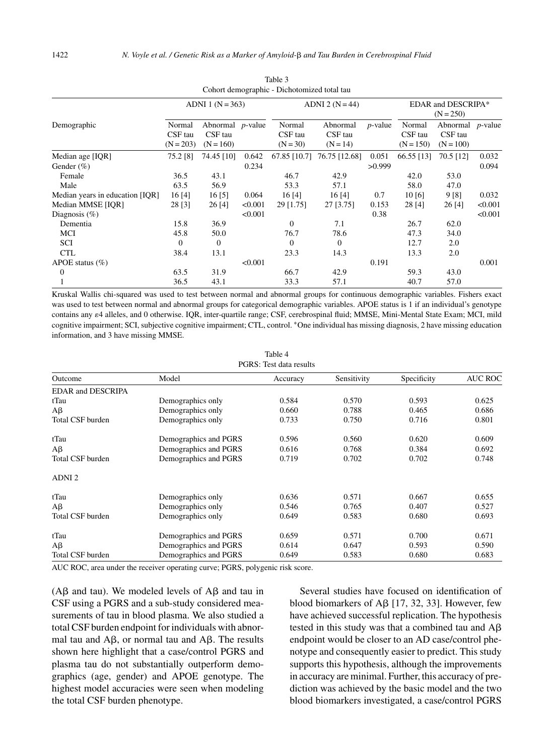Table 3
Cohort demographic - Dichotomized total tau

| Demographic | ADNI 1 (N = 363) | | | ADNI 2 (N = 44) | | | EDAR and DESCRIPA* (N = 250) | | |
|---|---|---|---|---|---|---|---|---|---|
| | Normal CSF tau (N = 203) | Abnormal CSF tau (N = 160) | *p*-value | Normal CSF tau (N = 30) | Abnormal CSF tau (N = 14) | *p*-value | Normal CSF tau (N = 150) | Abnormal CSF tau (N = 100) | *p*-value |
| Median age [IQR] | 75.2 [8] | 74.45 [10] | 0.642 | 67.85 [10.7] | 76.75 [12.68] | 0.051 | 66.55 [13] | 70.5 [12] | 0.032 |
| Gender (%) | | | 0.234 | | | >0.999 | | | 0.094 |
| Female | 36.5 | 43.1 | | 46.7 | 42.9 | | 42.0 | 53.0 | |
| Male | 63.5 | 56.9 | | 53.3 | 57.1 | | 58.0 | 47.0 | |
| Median years in education [IQR] | 16 [4] | 16 [5] | 0.064 | 16 [4] | 16 [4] | 0.7 | 10 [6] | 9 [8] | 0.032 |
| Median MMSE [IQR] | 28 [3] | 26 [4] | <0.001 | 29 [1.75] | 27 [3.75] | 0.153 | 28 [4] | 26 [4] | <0.001 |
| Diagnosis (%) | | | <0.001 | | | 0.38 | | | <0.001 |
| Dementia | 15.8 | 36.9 | | 0 | 7.1 | | 26.7 | 62.0 | |
| MCI | 45.8 | 50.0 | | 76.7 | 78.6 | | 47.3 | 34.0 | |
| SCI | 0 | 0 | | 0 | 0 | | 12.7 | 2.0 | |
| CTL | 38.4 | 13.1 | | 23.3 | 14.3 | | 13.3 | 2.0 | |
| APOE status (%) | | | <0.001 | | | 0.191 | | | 0.001 |
| 0 | 63.5 | 31.9 | | 66.7 | 42.9 | | 59.3 | 43.0 | |
| 1 | 36.5 | 43.1 | | 33.3 | 57.1 | | 40.7 | 57.0 | |

Kruskal Wallis chi-squared was used to test between normal and abnormal groups for continuous demographic variables. Fishers exact was used to test between normal and abnormal groups for categorical demographic variables. APOE status is 1 if an individual's genotype contains any ε4 alleles, and 0 otherwise. IQR, inter-quartile range; CSF, cerebrospinal fluid; MMSE, Mini-Mental State Exam; MCI, mild cognitive impairment; SCI, subjective cognitive impairment; CTL, control. *One individual has missing diagnosis, 2 have missing education information, and 3 have missing MMSE.

Table 4
PGRS: Test data results

| Outcome | Model | Accuracy | Sensitivity | Specificity | AUC ROC |
|---|---|---|---|---|---|
| EDAR and DESCRIPA | | | | | |
| tTau | Demographics only | 0.584 | 0.570 | 0.593 | 0.625 |
| Aβ | Demographics only | 0.660 | 0.788 | 0.465 | 0.686 |
| Total CSF burden | Demographics only | 0.733 | 0.750 | 0.716 | 0.801 |
| tTau | Demographics and PGRS | 0.596 | 0.560 | 0.620 | 0.609 |
| Aβ | Demographics and PGRS | 0.616 | 0.768 | 0.384 | 0.692 |
| Total CSF burden | Demographics and PGRS | 0.719 | 0.702 | 0.702 | 0.748 |
| ADNI 2 | | | | | |
| tTau | Demographics only | 0.636 | 0.571 | 0.667 | 0.655 |
| Aβ | Demographics only | 0.546 | 0.765 | 0.407 | 0.527 |
| Total CSF burden | Demographics only | 0.649 | 0.583 | 0.680 | 0.693 |
| tTau | Demographics and PGRS | 0.659 | 0.571 | 0.700 | 0.671 |
| Aβ | Demographics and PGRS | 0.614 | 0.647 | 0.593 | 0.590 |
| Total CSF burden | Demographics and PGRS | 0.649 | 0.583 | 0.680 | 0.683 |

AUC ROC, area under the receiver operating curve; PGRS, polygenic risk score.

(Aβ and tau). We modeled levels of Aβ and tau in CSF using a PGRS and a sub-study considered measurements of tau in blood plasma. We also studied a total CSF burden endpoint for individuals with abnormal tau and Aβ, or normal tau and Aβ. The results shown here highlight that a case/control PGRS and plasma tau do not substantially outperform demographics (age, gender) and APOE genotype. The highest model accuracies were seen when modeling the total CSF burden phenotype.

Several studies have focused on identification of blood biomarkers of Aβ [17, 32, 33]. However, few have achieved successful replication. The hypothesis tested in this study was that a combined tau and Aβ endpoint would be closer to an AD case/control phenotype and consequently easier to predict. This study supports this hypothesis, although the improvements in accuracy are minimal. Further, this accuracy of prediction was achieved by the basic model and the two blood biomarkers investigated, a case/control PGRS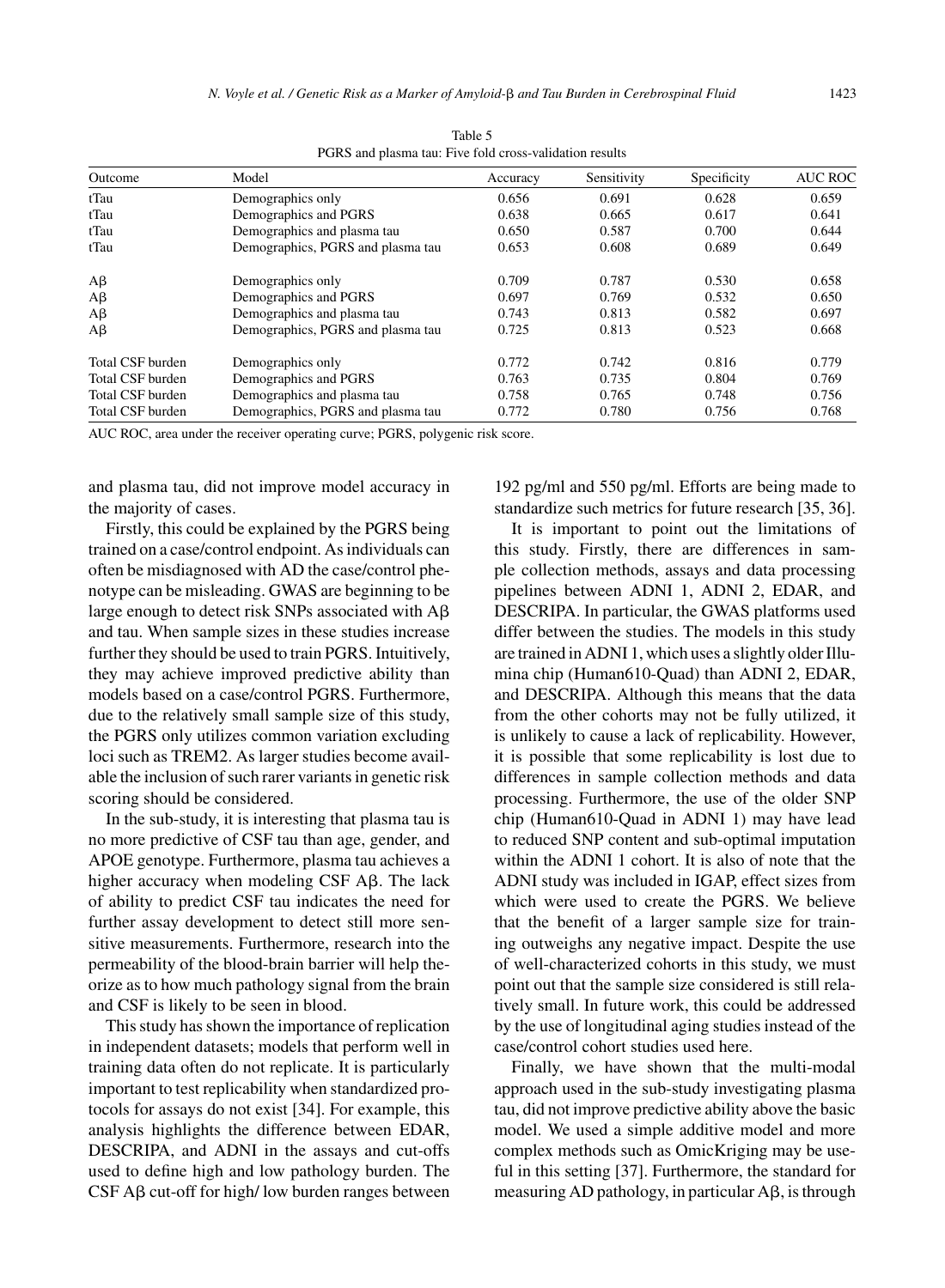Table 5
PGRS and plasma tau: Five fold cross-validation results

| Outcome | Model | Accuracy | Sensitivity | Specificity | AUC ROC |
|---|---|---|---|---|---|
| tTau | Demographics only | 0.656 | 0.691 | 0.628 | 0.659 |
| tTau | Demographics and PGRS | 0.638 | 0.665 | 0.617 | 0.641 |
| tTau | Demographics and plasma tau | 0.650 | 0.587 | 0.700 | 0.644 |
| tTau | Demographics, PGRS and plasma tau | 0.653 | 0.608 | 0.689 | 0.649 |
| Aβ | Demographics only | 0.709 | 0.787 | 0.530 | 0.658 |
| Aβ | Demographics and PGRS | 0.697 | 0.769 | 0.532 | 0.650 |
| Aβ | Demographics and plasma tau | 0.743 | 0.813 | 0.582 | 0.697 |
| Aβ | Demographics, PGRS and plasma tau | 0.725 | 0.813 | 0.523 | 0.668 |
| Total CSF burden | Demographics only | 0.772 | 0.742 | 0.816 | 0.779 |
| Total CSF burden | Demographics and PGRS | 0.763 | 0.735 | 0.804 | 0.769 |
| Total CSF burden | Demographics and plasma tau | 0.758 | 0.765 | 0.748 | 0.756 |
| Total CSF burden | Demographics, PGRS and plasma tau | 0.772 | 0.780 | 0.756 | 0.768 |

AUC ROC, area under the receiver operating curve; PGRS, polygenic risk score.

and plasma tau, did not improve model accuracy in the majority of cases.

Firstly, this could be explained by the PGRS being trained on a case/control endpoint. As individuals can often be misdiagnosed with AD the case/control phenotype can be misleading. GWAS are beginning to be large enough to detect risk SNPs associated with Aβ and tau. When sample sizes in these studies increase further they should be used to train PGRS. Intuitively, they may achieve improved predictive ability than models based on a case/control PGRS. Furthermore, due to the relatively small sample size of this study, the PGRS only utilizes common variation excluding loci such as TREM2. As larger studies become available the inclusion of such rarer variants in genetic risk scoring should be considered.

In the sub-study, it is interesting that plasma tau is no more predictive of CSF tau than age, gender, and APOE genotype. Furthermore, plasma tau achieves a higher accuracy when modeling CSF Aβ. The lack of ability to predict CSF tau indicates the need for further assay development to detect still more sensitive measurements. Furthermore, research into the permeability of the blood-brain barrier will help theorize as to how much pathology signal from the brain and CSF is likely to be seen in blood.

This study has shown the importance of replication in independent datasets; models that perform well in training data often do not replicate. It is particularly important to test replicability when standardized protocols for assays do not exist [34]. For example, this analysis highlights the difference between EDAR, DESCRIPA, and ADNI in the assays and cut-offs used to define high and low pathology burden. The CSF Aβ cut-off for high/ low burden ranges between 192 pg/ml and 550 pg/ml. Efforts are being made to standardize such metrics for future research [35, 36].

It is important to point out the limitations of this study. Firstly, there are differences in sample collection methods, assays and data processing pipelines between ADNI 1, ADNI 2, EDAR, and DESCRIPA. In particular, the GWAS platforms used differ between the studies. The models in this study are trained in ADNI 1, which uses a slightly older Illumina chip (Human610-Quad) than ADNI 2, EDAR, and DESCRIPA. Although this means that the data from the other cohorts may not be fully utilized, it is unlikely to cause a lack of replicability. However, it is possible that some replicability is lost due to differences in sample collection methods and data processing. Furthermore, the use of the older SNP chip (Human610-Quad in ADNI 1) may have lead to reduced SNP content and sub-optimal imputation within the ADNI 1 cohort. It is also of note that the ADNI study was included in IGAP, effect sizes from which were used to create the PGRS. We believe that the benefit of a larger sample size for training outweighs any negative impact. Despite the use of well-characterized cohorts in this study, we must point out that the sample size considered is still relatively small. In future work, this could be addressed by the use of longitudinal aging studies instead of the case/control cohort studies used here.

Finally, we have shown that the multi-modal approach used in the sub-study investigating plasma tau, did not improve predictive ability above the basic model. We used a simple additive model and more complex methods such as OmicKriging may be useful in this setting [37]. Furthermore, the standard for measuring AD pathology, in particular Aβ, is through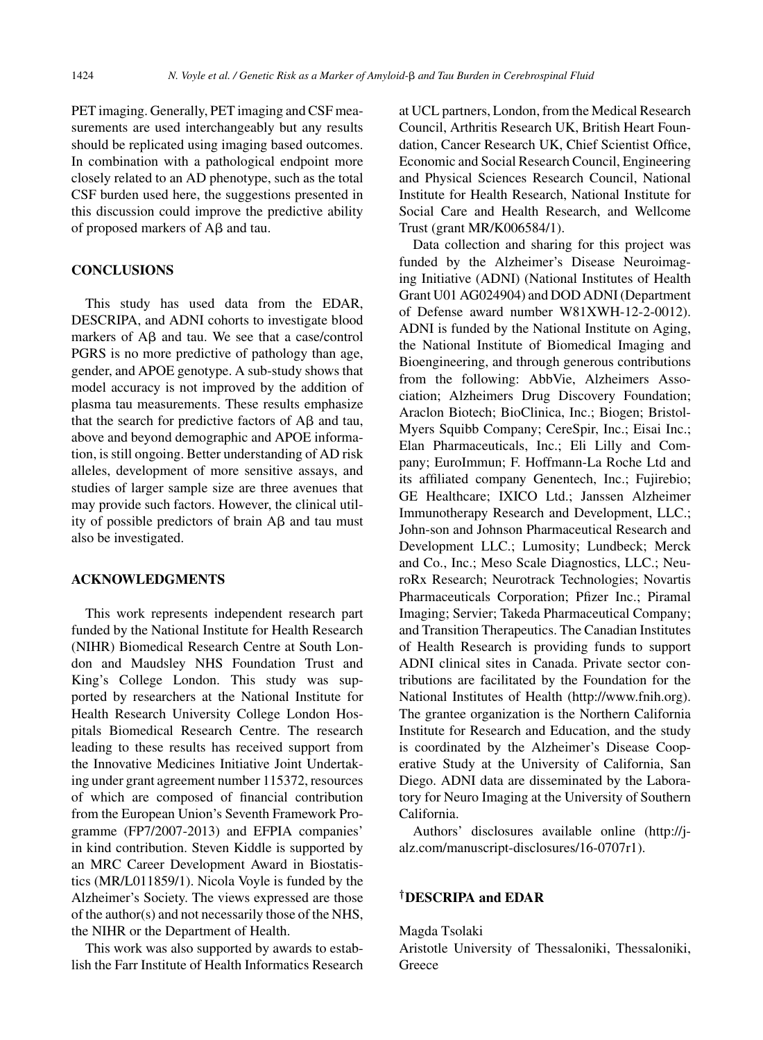PET imaging. Generally, PET imaging and CSF measurements are used interchangeably but any results should be replicated using imaging based outcomes. In combination with a pathological endpoint more closely related to an AD phenotype, such as the total CSF burden used here, the suggestions presented in this discussion could improve the predictive ability of proposed markers of Aβ and tau.

## CONCLUSIONS

This study has used data from the EDAR, DESCRIPA, and ADNI cohorts to investigate blood markers of Aβ and tau. We see that a case/control PGRS is no more predictive of pathology than age, gender, and APOE genotype. A sub-study shows that model accuracy is not improved by the addition of plasma tau measurements. These results emphasize that the search for predictive factors of Aβ and tau, above and beyond demographic and APOE information, is still ongoing. Better understanding of AD risk alleles, development of more sensitive assays, and studies of larger sample size are three avenues that may provide such factors. However, the clinical utility of possible predictors of brain Aβ and tau must also be investigated.

## ACKNOWLEDGMENTS

This work represents independent research part funded by the National Institute for Health Research (NIHR) Biomedical Research Centre at South London and Maudsley NHS Foundation Trust and King's College London. This study was supported by researchers at the National Institute for Health Research University College London Hospitals Biomedical Research Centre. The research leading to these results has received support from the Innovative Medicines Initiative Joint Undertaking under grant agreement number 115372, resources of which are composed of financial contribution from the European Union's Seventh Framework Programme (FP7/2007-2013) and EFPIA companies' in kind contribution. Steven Kiddle is supported by an MRC Career Development Award in Biostatistics (MR/L011859/1). Nicola Voyle is funded by the Alzheimer's Society. The views expressed are those of the author(s) and not necessarily those of the NHS, the NIHR or the Department of Health.

This work was also supported by awards to establish the Farr Institute of Health Informatics Research at UCL partners, London, from the Medical Research Council, Arthritis Research UK, British Heart Foundation, Cancer Research UK, Chief Scientist Office, Economic and Social Research Council, Engineering and Physical Sciences Research Council, National Institute for Health Research, National Institute for Social Care and Health Research, and Wellcome Trust (grant MR/K006584/1).

Data collection and sharing for this project was funded by the Alzheimer's Disease Neuroimaging Initiative (ADNI) (National Institutes of Health Grant U01 AG024904) and DOD ADNI (Department of Defense award number W81XWH-12-2-0012). ADNI is funded by the National Institute on Aging, the National Institute of Biomedical Imaging and Bioengineering, and through generous contributions from the following: AbbVie, Alzheimers Association; Alzheimers Drug Discovery Foundation; Araclon Biotech; BioClinica, Inc.; Biogen; Bristol-Myers Squibb Company; CereSpir, Inc.; Eisai Inc.; Elan Pharmaceuticals, Inc.; Eli Lilly and Company; EuroImmun; F. Hoffmann-La Roche Ltd and its affiliated company Genentech, Inc.; Fujirebio; GE Healthcare; IXICO Ltd.; Janssen Alzheimer Immunotherapy Research and Development, LLC.; Johnson and Johnson Pharmaceutical Research and Development LLC.; Lumosity; Lundbeck; Merck and Co., Inc.; Meso Scale Diagnostics, LLC.; NeuroRx Research; Neurotrack Technologies; Novartis Pharmaceuticals Corporation; Pfizer Inc.; Piramal Imaging; Servier; Takeda Pharmaceutical Company; and Transition Therapeutics. The Canadian Institutes of Health Research is providing funds to support ADNI clinical sites in Canada. Private sector contributions are facilitated by the Foundation for the National Institutes of Health (http://www.fnih.org). The grantee organization is the Northern California Institute for Research and Education, and the study is coordinated by the Alzheimer's Disease Cooperative Study at the University of California, San Diego. ADNI data are disseminated by the Laboratory for Neuro Imaging at the University of Southern California.

Authors' disclosures available online (http://j-alz.com/manuscript-disclosures/16-0707r1).

## †DESCRIPA and EDAR

Magda Tsolaki
Aristotle University of Thessaloniki, Thessaloniki, Greece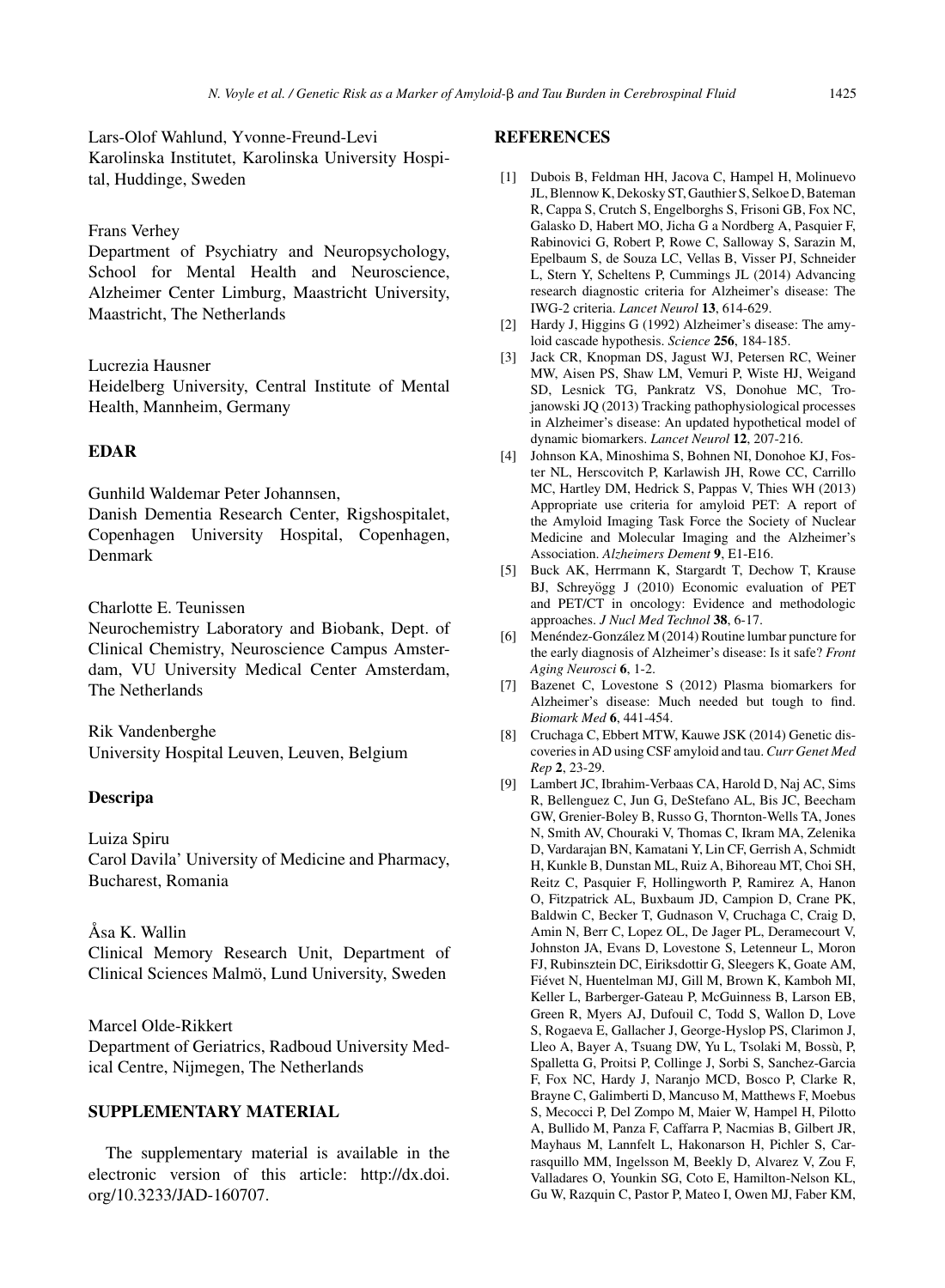Lars-Olof Wahlund, Yvonne-Freund-Levi
Karolinska Institutet, Karolinska University Hospital, Huddinge, Sweden

Frans Verhey
Department of Psychiatry and Neuropsychology, School for Mental Health and Neuroscience, Alzheimer Center Limburg, Maastricht University, Maastricht, The Netherlands

Lucrezia Hausner
Heidelberg University, Central Institute of Mental Health, Mannheim, Germany

## EDAR

Gunhild Waldemar Peter Johannsen,
Danish Dementia Research Center, Rigshospitalet, Copenhagen University Hospital, Copenhagen, Denmark

Charlotte E. Teunissen
Neurochemistry Laboratory and Biobank, Dept. of Clinical Chemistry, Neuroscience Campus Amsterdam, VU University Medical Center Amsterdam, The Netherlands

Rik Vandenberghe
University Hospital Leuven, Leuven, Belgium

## Descripa

Luiza Spiru
Carol Davila' University of Medicine and Pharmacy, Bucharest, Romania

Åsa K. Wallin
Clinical Memory Research Unit, Department of Clinical Sciences Malmö, Lund University, Sweden

Marcel Olde-Rikkert
Department of Geriatrics, Radboud University Medical Centre, Nijmegen, The Netherlands

## SUPPLEMENTARY MATERIAL

The supplementary material is available in the electronic version of this article: http://dx.doi.org/10.3233/JAD-160707.

## REFERENCES

[1] Dubois B, Feldman HH, Jacova C, Hampel H, Molinuevo JL, Blennow K, Dekosky ST, Gauthier S, Selkoe D, Bateman R, Cappa S, Crutch S, Engelborghs S, Frisoni GB, Fox NC, Galasko D, Habert MO, Jicha G a Nordberg A, Pasquier F, Rabinovici G, Robert P, Rowe C, Salloway S, Sarazin M, Epelbaum S, de Souza LC, Vellas B, Visser PJ, Schneider L, Stern Y, Scheltens P, Cummings JL (2014) Advancing research diagnostic criteria for Alzheimer's disease: The IWG-2 criteria. *Lancet Neurol* **13**, 614-629.

[2] Hardy J, Higgins G (1992) Alzheimer's disease: The amyloid cascade hypothesis. *Science* **256**, 184-185.

[3] Jack CR, Knopman DS, Jagust WJ, Petersen RC, Weiner MW, Aisen PS, Shaw LM, Vemuri P, Wiste HJ, Weigand SD, Lesnick TG, Pankratz VS, Donohue MC, Trojanowski JQ (2013) Tracking pathophysiological processes in Alzheimer's disease: An updated hypothetical model of dynamic biomarkers. *Lancet Neurol* **12**, 207-216.

[4] Johnson KA, Minoshima S, Bohnen NI, Donohoe KJ, Foster NL, Herscovitch P, Karlawish JH, Rowe CC, Carrillo MC, Hartley DM, Hedrick S, Pappas V, Thies WH (2013) Appropriate use criteria for amyloid PET: A report of the Amyloid Imaging Task Force the Society of Nuclear Medicine and Molecular Imaging and the Alzheimer's Association. *Alzheimers Dement* **9**, E1-E16.

[5] Buck AK, Herrmann K, Stargardt T, Dechow T, Krause BJ, Schreyögg J (2010) Economic evaluation of PET and PET/CT in oncology: Evidence and methodologic approaches. *J Nucl Med Technol* **38**, 6-17.

[6] Menéndez-González M (2014) Routine lumbar puncture for the early diagnosis of Alzheimer's disease: Is it safe? *Front Aging Neurosci* **6**, 1-2.

[7] Bazenet C, Lovestone S (2012) Plasma biomarkers for Alzheimer's disease: Much needed but tough to find. *Biomark Med* **6**, 441-454.

[8] Cruchaga C, Ebbert MTW, Kauwe JSK (2014) Genetic discoveries in AD using CSF amyloid and tau. *Curr Genet Med Rep* **2**, 23-29.

[9] Lambert JC, Ibrahim-Verbaas CA, Harold D, Naj AC, Sims R, Bellenguez C, Jun G, DeStefano AL, Bis JC, Beecham GW, Grenier-Boley B, Russo G, Thornton-Wells TA, Jones N, Smith AV, Chouraki V, Thomas C, Ikram MA, Zelenika D, Vardarajan BN, Kamatani Y, Lin CF, Gerrish A, Schmidt H, Kunkle B, Dunstan ML, Ruiz A, Bihoreau MT, Choi SH, Reitz C, Pasquier F, Hollingworth P, Ramirez A, Hanon O, Fitzpatrick AL, Buxbaum JD, Campion D, Crane PK, Baldwin C, Becker T, Gudnason V, Cruchaga C, Craig D, Amin N, Berr C, Lopez OL, De Jager PL, Deramecourt V, Johnston JA, Evans D, Lovestone S, Letenneur L, Moron FJ, Rubinsztein DC, Eiriksdottir G, Sleegers K, Goate AM, Fiévet N, Huentelman MJ, Gill M, Brown K, Kamboh MI, Keller L, Barberger-Gateau P, McGuinness B, Larson EB, Green R, Myers AJ, Dufouil C, Todd S, Wallon D, Love S, Rogaeva E, Gallacher J, George-Hyslop PS, Clarimon J, Lleo A, Bayer A, Tsuang DW, Yu L, Tsolaki M, Bossù, P, Spalletta G, Proitsi P, Collinge J, Sorbi S, Sanchez-Garcia F, Fox NC, Hardy J, Naranjo MCD, Bosco P, Clarke R, Brayne C, Galimberti D, Mancuso M, Matthews F, Moebus S, Mecocci P, Del Zompo M, Maier W, Hampel H, Pilotto A, Bullido M, Panza F, Caffarra P, Nacmias B, Gilbert JR, Mayhaus M, Lannfelt L, Hakonarson H, Pichler S, Carrasquillo MM, Ingelsson M, Beekly D, Alvarez V, Zou F, Valladares O, Younkin SG, Coto E, Hamilton-Nelson KL, Gu W, Razquin C, Pastor P, Mateo I, Owen MJ, Faber KM,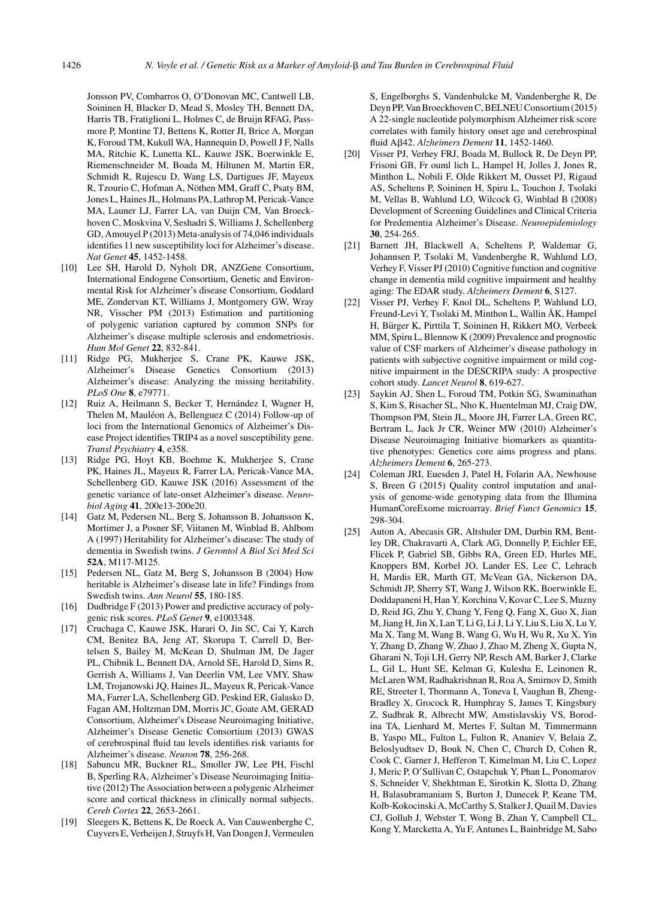Jonsson PV, Combarros O, O'Donovan MC, Cantwell LB, Soininen H, Blacker D, Mead S, Mosley TH, Bennett DA, Harris TB, Fratiglioni L, Holmes C, de Bruijn RFAG, Passmore P, Montine TJ, Bettens K, Rotter JI, Brice A, Morgan K, Foroud TM, Kukull WA, Hannequin D, Powell J F, Nalls MA, Ritchie K, Lunetta KL, Kauwe JSK, Boerwinkle E, Riemenschneider M, Boada M, Hiltunen M, Martin ER, Schmidt R, Rujescu D, Wang LS, Dartigues JF, Mayeux R, Tzourio C, Hofman A, Nöthen MM, Graff C, Psaty BM, Jones L, Haines JL, Holmans PA, Lathrop M, Pericak-Vance MA, Launer LJ, Farrer LA, van Duijn CM, Van Broeckhoven C, Moskvina V, Seshadri S, Williams J, Schellenberg GD, Amouyel P (2013) Meta-analysis of 74,046 individuals identifies 11 new susceptibility loci for Alzheimer's disease. *Nat Genet* **45**, 1452-1458.

[10] Lee SH, Harold D, Nyholt DR, ANZGene Consortium, International Endogene Consortium, Genetic and Environmental Risk for Alzheimer's disease Consortium, Goddard ME, Zondervan KT, Williams J, Montgomery GW, Wray NR, Visscher PM (2013) Estimation and partitioning of polygenic variation captured by common SNPs for Alzheimer's disease multiple sclerosis and endometriosis. *Hum Mol Genet* **22**, 832-841.

[11] Ridge PG, Mukherjee S, Crane PK, Kauwe JSK, Alzheimer's Disease Genetics Consortium (2013) Alzheimer's disease: Analyzing the missing heritability. *PLoS One* **8**, e79771.

[12] Ruiz A, Heilmann S, Becker T, Hernández I, Wagner H, Thelen M, Mauléon A, Bellenguez C (2014) Follow-up of loci from the International Genomics of Alzheimer's Disease Project identifies TRIP4 as a novel susceptibility gene. *Transl Psychiatry* **4**, e358.

[13] Ridge PG, Hoyt KB, Boehme K, Mukherjee S, Crane PK, Haines JL, Mayeux R, Farrer LA, Pericak-Vance MA, Schellenberg GD, Kauwe JSK (2016) Assessment of the genetic variance of late-onset Alzheimer's disease. *Neurobiol Aging* **41**, 200e13-200e20.

[14] Gatz M, Pedersen NL, Berg S, Johansson B, Johansson K, Mortimer J, a Posner SF, Viitanen M, Winblad B, Ahlbom A (1997) Heritability for Alzheimer's disease: The study of dementia in Swedish twins. *J Gerontol A Biol Sci Med Sci* **52A**, M117-M125.

[15] Pedersen NL, Gatz M, Berg S, Johansson B (2004) How heritable is Alzheimer's disease late in life? Findings from Swedish twins. *Ann Neurol* **55**, 180-185.

[16] Dudbridge F (2013) Power and predictive accuracy of polygenic risk scores. *PLoS Genet* **9**, e1003348.

[17] Cruchaga C, Kauwe JSK, Harari O, Jin SC, Cai Y, Karch CM, Benitez BA, Jeng AT, Skorupa T, Carrell D, Bertelsen S, Bailey M, McKean D, Shulman JM, De Jager PL, Chibnik L, Bennett DA, Arnold SE, Harold D, Sims R, Gerrish A, Williams J, Van Deerlin VM, Lee VMY, Shaw LM, Trojanowski JQ, Haines JL, Mayeux R, Pericak-Vance MA, Farrer LA, Schellenberg GD, Peskind ER, Galasko D, Fagan AM, Holtzman DM, Morris JC, Goate AM, GERAD Consortium, Alzheimer's Disease Neuroimaging Initiative, Alzheimer's Disease Genetic Consortium (2013) GWAS of cerebrospinal fluid tau levels identifies risk variants for Alzheimer's disease. *Neuron* **78**, 256-268.

[18] Sabuncu MR, Buckner RL, Smoller JW, Lee PH, Fischl B, Sperling RA, Alzheimer's Disease Neuroimaging Initiative (2012) The Association between a polygenic Alzheimer score and cortical thickness in clinically normal subjects. *Cereb Cortex* **22**, 2653-2661.

[19] Sleegers K, Bettens K, De Roeck A, Van Cauwenberghe C, Cuyvers E, Verheijen J, Struyfs H, Van Dongen J, Vermeulen S, Engelborghs S, Vandenbulcke M, Vandenberghe R, De Deyn PP, Van Broeckhoven C, BELNEU Consortium (2015) A 22-single nucleotide polymorphism Alzheimer risk score correlates with family history onset age and cerebrospinal fluid Aβ42. *Alzheimers Dement* **11**, 1452-1460.

[20] Visser PJ, Verhey FRJ, Boada M, Bullock R, De Deyn PP, Frisoni GB, Fr ouml lich L, Hampel H, Jolles J, Jones R, Minthon L, Nobili F, Olde Rikkert M, Ousset PJ, Rigaud AS, Scheltens P, Soininen H, Spiru L, Touchon J, Tsolaki M, Vellas B, Wahlund LO, Wilcock G, Winblad B (2008) Development of Screening Guidelines and Clinical Criteria for Predementia Alzheimer's Disease. *Neuroepidemiology* **30**, 254-265.

[21] Barnett JH, Blackwell A, Scheltens P, Waldemar G, Johannsen P, Tsolaki M, Vandenberghe R, Wahlund LO, Verhey F, Visser PJ (2010) Cognitive function and cognitive change in dementia mild cognitive impairment and healthy aging: The EDAR study. *Alzheimers Dement* **6**, S127.

[22] Visser PJ, Verhey F, Knol DL, Scheltens P, Wahlund LO, Freund-Levi Y, Tsolaki M, Minthon L, Wallin ÅK, Hampel H, Bürger K, Pirttila T, Soininen H, Rikkert MO, Verbeek MM, Spiru L, Blennow K (2009) Prevalence and prognostic value of CSF markers of Alzheimer's disease pathology in patients with subjective cognitive impairment or mild cognitive impairment in the DESCRIPA study: A prospective cohort study. *Lancet Neurol* **8**, 619-627.

[23] Saykin AJ, Shen L, Foroud TM, Potkin SG, Swaminathan S, Kim S, Risacher SL, Nho K, Huentelman MJ, Craig DW, Thompson PM, Stein JL, Moore JH, Farrer LA, Green RC, Bertram L, Jack Jr CR, Weiner MW (2010) Alzheimer's Disease Neuroimaging Initiative biomarkers as quantitative phenotypes: Genetics core aims progress and plans. *Alzheimers Dement* **6**, 265-273.

[24] Coleman JRI, Euesden J, Patel H, Folarin AA, Newhouse S, Breen G (2015) Quality control imputation and analysis of genome-wide genotyping data from the Illumina HumanCoreExome microarray. *Brief Funct Genomics* **15**, 298-304.

[25] Auton A, Abecasis GR, Altshuler DM, Durbin RM, Bentley DR, Chakravarti A, Clark AG, Donnelly P, Eichler EE, Flicek P, Gabriel SB, Gibbs RA, Green ED, Hurles ME, Knoppers BM, Korbel JO, Lander ES, Lee C, Lehrach H, Mardis ER, Marth GT, McVean GA, Nickerson DA, Schmidt JP, Sherry ST, Wang J, Wilson RK, Boerwinkle E, Doddapaneni H, Han Y, Korchina V, Kovar C, Lee S, Muzny D, Reid JG, Zhu Y, Chang Y, Feng Q, Fang X, Guo X, Jian M, Jiang H, Jin X, Lan T, Li G, Li J, Li Y, Liu S, Liu X, Lu Y, Ma X, Tang M, Wang B, Wang G, Wu H, Wu R, Xu X, Yin Y, Zhang D, Zhang W, Zhao J, Zhao M, Zheng X, Gupta N, Gharani N, Toji LH, Gerry NP, Resch AM, Barker J, Clarke L, Gil L, Hunt SE, Kelman G, Kulesha E, Leinonen R, McLaren WM, Radhakrishnan R, Roa A, Smirnov D, Smith RE, Streeter I, Thormann A, Toneva I, Vaughan B, Zheng-Bradley X, Grocock R, Humphray S, James T, Kingsbury Z, Sudbrak R, Albrecht MW, Amstislavskiy VS, Borodina TA, Lienhard M, Mertes F, Sultan M, Timmermann B, Yaspo ML, Fulton L, Fulton R, Ananiev V, Belaia Z, Beloslyudtsev D, Bouk N, Chen C, Church D, Cohen R, Cook C, Garner J, Hefferon T, Kimelman M, Liu C, Lopez J, Meric P, O'Sullivan C, Ostapchuk Y, Phan L, Ponomarov S, Schneider V, Shekhtman E, Sirotkin K, Slotta D, Zhang H, Balasubramaniam S, Burton J, Danecek P, Keane TM, Kolb-Kokocinski A, McCarthy S, Stalker J, Quail M, Davies CJ, Gollub J, Webster T, Wong B, Zhan Y, Campbell CL, Kong Y, Marcketta A, Yu F, Antunes L, Bainbridge M, Sabo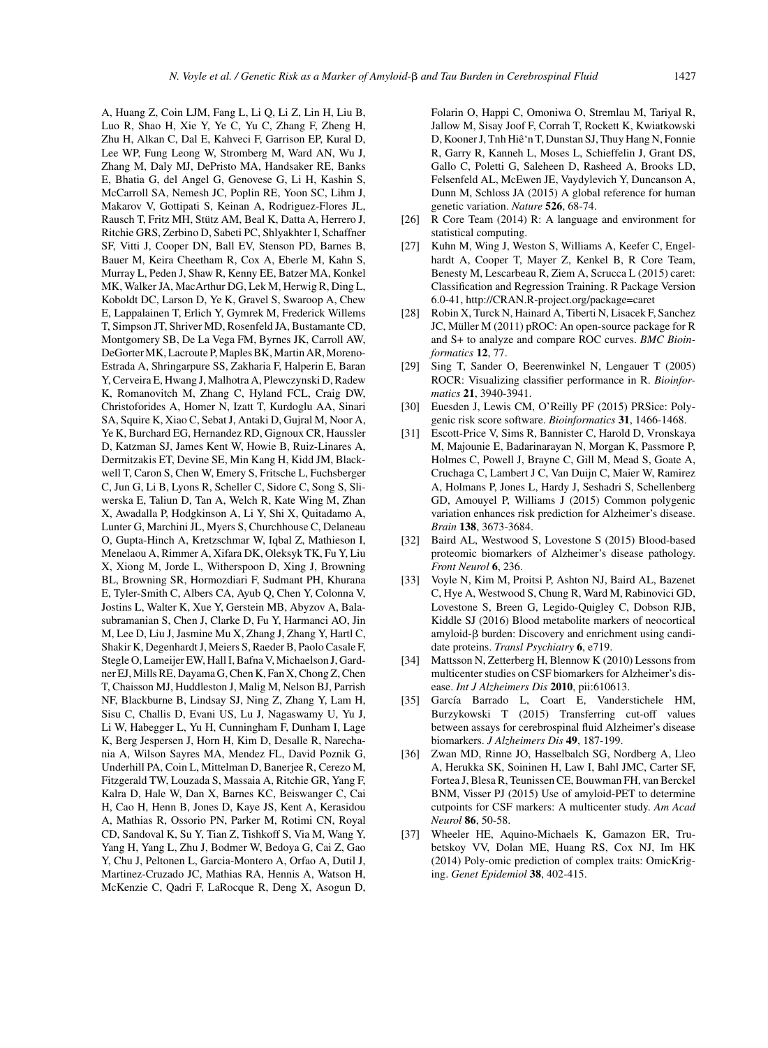A, Huang Z, Coin LJM, Fang L, Li Q, Li Z, Lin H, Liu B, Luo R, Shao H, Xie Y, Ye C, Yu C, Zhang F, Zheng H, Zhu H, Alkan C, Dal E, Kahveci F, Garrison EP, Kural D, Lee WP, Fung Leong W, Stromberg M, Ward AN, Wu J, Zhang M, Daly MJ, DePristo MA, Handsaker RE, Banks E, Bhatia G, del Angel G, Genovese G, Li H, Kashin S, McCarroll SA, Nemesh JC, Poplin RE, Yoon SC, Lihm J, Makarov V, Gottipati S, Keinan A, Rodriguez-Flores JL, Rausch T, Fritz MH, Stütz AM, Beal K, Datta A, Herrero J, Ritchie GRS, Zerbino D, Sabeti PC, Shlyakhter I, Schaffner SF, Vitti J, Cooper DN, Ball EV, Stenson PD, Barnes B, Bauer M, Keira Cheetham R, Cox A, Eberle M, Kahn S, Murray L, Peden J, Shaw R, Kenny EE, Batzer MA, Konkel MK, Walker JA, MacArthur DG, Lek M, Herwig R, Ding L, Koboldt DC, Larson D, Ye K, Gravel S, Swaroop A, Chew E, Lappalainen T, Erlich Y, Gymrek M, Frederick Willems T, Simpson JT, Shriver MD, Rosenfeld JA, Bustamante CD, Montgomery SB, De La Vega FM, Byrnes JK, Carroll AW, DeGorter MK, Lacroute P, Maples BK, Martin AR, Moreno-Estrada A, Shringarpure SS, Zakharia F, Halperin E, Baran Y, Cerveira E, Hwang J, Malhotra A, Plewczynski D, Radew K, Romanovitch M, Zhang C, Hyland FCL, Craig DW, Christoforides A, Homer N, Izatt T, Kurdoglu AA, Sinari SA, Squire K, Xiao C, Sebat J, Antaki D, Gujral M, Noor A, Ye K, Burchard EG, Hernandez RD, Gignoux CR, Haussler D, Katzman SJ, James Kent W, Howie B, Ruiz-Linares A, Dermitzakis ET, Devine SE, Min Kang H, Kidd JM, Blackwell T, Caron S, Chen W, Emery S, Fritsche L, Fuchsberger C, Jun G, Li B, Lyons R, Scheller C, Sidore C, Song S, Sliwerska E, Taliun D, Tan A, Welch R, Kate Wing M, Zhan X, Awadalla P, Hodgkinson A, Li Y, Shi X, Quitadamo A, Lunter G, Marchini JL, Myers S, Churchhouse C, Delaneau O, Gupta-Hinch A, Kretzschmar W, Iqbal Z, Mathieson I, Menelaou A, Rimmer A, Xifara DK, Oleksyk TK, Fu Y, Liu X, Xiong M, Jorde L, Witherspoon D, Xing J, Browning BL, Browning SR, Hormozdiari F, Sudmant PH, Khurana E, Tyler-Smith C, Albers CA, Ayub Q, Chen Y, Colonna V, Jostins L, Walter K, Xue Y, Gerstein MB, Abyzov A, Balasubramanian S, Chen J, Clarke D, Fu Y, Harmanci AO, Jin M, Lee D, Liu J, Jasmine Mu X, Zhang J, Zhang Y, Hartl C, Shakir K, Degenhardt J, Meiers S, Raeder B, Paolo Casale F, Stegle O, Lameijer EW, Hall I, Bafna V, Michaelson J, Gardner EJ, Mills RE, Dayama G, Chen K, Fan X, Chong Z, Chen T, Chaisson MJ, Huddleston J, Malig M, Nelson BJ, Parrish NF, Blackburne B, Lindsay SJ, Ning Z, Zhang Y, Lam H, Sisu C, Challis D, Evani US, Lu J, Nagaswamy U, Yu J, Li W, Habegger L, Yu H, Cunningham F, Dunham I, Lage K, Berg Jespersen J, Horn H, Kim D, Desalle R, Narechania A, Wilson Sayres MA, Mendez FL, David Poznik G, Underhill PA, Coin L, Mittelman D, Banerjee R, Cerezo M, Fitzgerald TW, Louzada S, Massaia A, Ritchie GR, Yang F, Kalra D, Hale W, Dan X, Barnes KC, Beiswanger C, Cai H, Cao H, Henn B, Jones D, Kaye JS, Kent A, Kerasidou A, Mathias R, Ossorio PN, Parker M, Rotimi CN, Royal CD, Sandoval K, Su Y, Tian Z, Tishkoff S, Via M, Wang Y, Yang H, Yang L, Zhu J, Bodmer W, Bedoya G, Cai Z, Gao Y, Chu J, Peltonen L, Garcia-Montero A, Orfao A, Dutil J, Martinez-Cruzado JC, Mathias RA, Hennis A, Watson H, McKenzie C, Qadri F, LaRocque R, Deng X, Asogun D, Folarin O, Happi C, Omoniwa O, Stremlau M, Tariyal R, Jallow M, Sisay Joof F, Corrah T, Rockett K, Kwiatkowski D, Kooner J, Tnh Hiê'n T, Dunstan SJ, Thuy Hang N, Fonnie R, Garry R, Kanneh L, Moses L, Schieffelin J, Grant DS, Gallo C, Poletti G, Saleheen D, Rasheed A, Brooks LD, Felsenfeld AL, McEwen JE, Vaydylevich Y, Duncanson A, Dunn M, Schloss JA (2015) A global reference for human genetic variation. *Nature* **526**, 68-74.

[26] R Core Team (2014) R: A language and environment for statistical computing.

[27] Kuhn M, Wing J, Weston S, Williams A, Keefer C, Engelhardt A, Cooper T, Mayer Z, Kenkel B, R Core Team, Benesty M, Lescarbeau R, Ziem A, Scrucca L (2015) caret: Classification and Regression Training. R Package Version 6.0-41, http://CRAN.R-project.org/package=caret

[28] Robin X, Turck N, Hainard A, Tiberti N, Lisacek F, Sanchez JC, Müller M (2011) pROC: An open-source package for R and S+ to analyze and compare ROC curves. *BMC Bioinformatics* **12**, 77.

[29] Sing T, Sander O, Beerenwinkel N, Lengauer T (2005) ROCR: Visualizing classifier performance in R. *Bioinformatics* **21**, 3940-3941.

[30] Euesden J, Lewis CM, O'Reilly PF (2015) PRSice: Polygenic risk score software. *Bioinformatics* **31**, 1466-1468.

[31] Escott-Price V, Sims R, Bannister C, Harold D, Vronskaya M, Majounie E, Badarinarayan N, Morgan K, Passmore P, Holmes C, Powell J, Brayne C, Gill M, Mead S, Goate A, Cruchaga C, Lambert J C, Van Duijn C, Maier W, Ramirez A, Holmans P, Jones L, Hardy J, Seshadri S, Schellenberg GD, Amouyel P, Williams J (2015) Common polygenic variation enhances risk prediction for Alzheimer's disease. *Brain* **138**, 3673-3684.

[32] Baird AL, Westwood S, Lovestone S (2015) Blood-based proteomic biomarkers of Alzheimer's disease pathology. *Front Neurol* **6**, 236.

[33] Voyle N, Kim M, Proitsi P, Ashton NJ, Baird AL, Bazenet C, Hye A, Westwood S, Chung R, Ward M, Rabinovici GD, Lovestone S, Breen G, Legido-Quigley C, Dobson RJB, Kiddle SJ (2016) Blood metabolite markers of neocortical amyloid-β burden: Discovery and enrichment using candidate proteins. *Transl Psychiatry* **6**, e719.

[34] Mattsson N, Zetterberg H, Blennow K (2010) Lessons from multicenter studies on CSF biomarkers for Alzheimer's disease. *Int J Alzheimers Dis* **2010**, pii:610613.

[35] García Barrado L, Coart E, Vanderstichele HM, Burzykowski T (2015) Transferring cut-off values between assays for cerebrospinal fluid Alzheimer's disease biomarkers. *J Alzheimers Dis* **49**, 187-199.

[36] Zwan MD, Rinne JO, Hasselbalch SG, Nordberg A, Lleo A, Herukka SK, Soininen H, Law I, Bahl JMC, Carter SF, Fortea J, Blesa R, Teunissen CE, Bouwman FH, van Berckel BNM, Visser PJ (2015) Use of amyloid-PET to determine cutpoints for CSF markers: A multicenter study. *Am Acad Neurol* **86**, 50-58.

[37] Wheeler HE, Aquino-Michaels K, Gamazon ER, Trubetskoy VV, Dolan ME, Huang RS, Cox NJ, Im HK (2014) Poly-omic prediction of complex traits: OmicKriging. *Genet Epidemiol* **38**, 402-415.